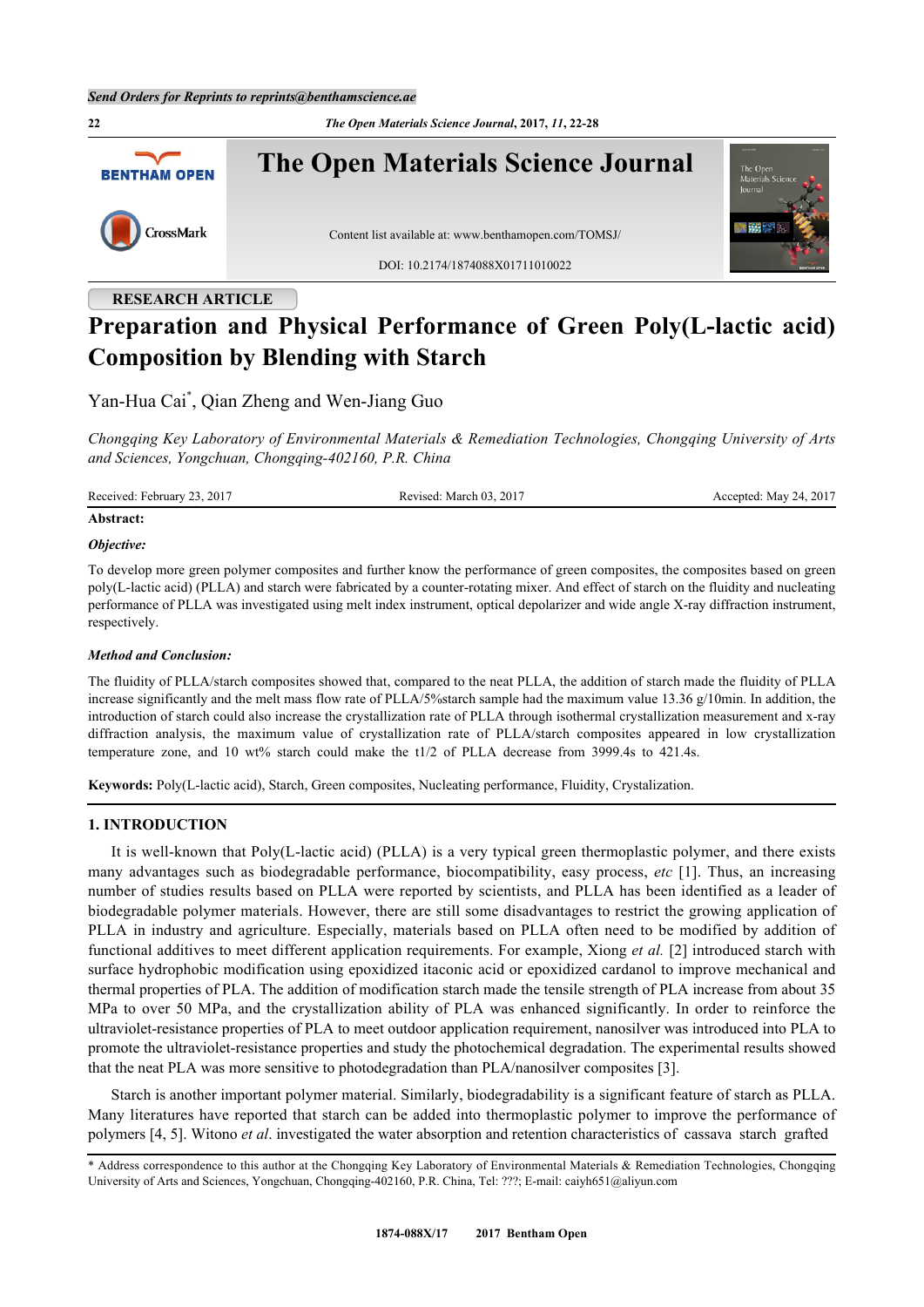RESEARCH ARTICLE

# Preparation and Physical Performance of Green Poly(L-lactic acid) Composition by Blending with Starch

Yan-Hua Cai*, Qian Zheng and Wen-Jiang Guo

*Chongqing Key Laboratory of Environmental Materials & Remediation Technologies, Chongqing University of Arts and Sciences, Yongchuan, Chongqing-402160, P.R. China*

Received: February 23, 2017 Revised: March 03, 2017 Accepted: May 24, 2017

**Abstract:**

***Objective:***

To develop more green polymer composites and further know the performance of green composites, the composites based on green poly(L-lactic acid) (PLLA) and starch were fabricated by a counter-rotating mixer. And effect of starch on the fluidity and nucleating performance of PLLA was investigated using melt index instrument, optical depolarizer and wide angle X-ray diffraction instrument, respectively.

***Method and Conclusion:***

The fluidity of PLLA/starch composites showed that, compared to the neat PLLA, the addition of starch made the fluidity of PLLA increase significantly and the melt mass flow rate of PLLA/5%starch sample had the maximum value 13.36 g/10min. In addition, the introduction of starch could also increase the crystallization rate of PLLA through isothermal crystallization measurement and x-ray diffraction analysis, the maximum value of crystallization rate of PLLA/starch composites appeared in low crystallization temperature zone, and 10 wt% starch could make the t1/2 of PLLA decrease from 3999.4s to 421.4s.

**Keywords:** Poly(L-lactic acid), Starch, Green composites, Nucleating performance, Fluidity, Crystalization.

## 1. INTRODUCTION

It is well-known that Poly(L-lactic acid) (PLLA) is a very typical green thermoplastic polymer, and there exists many advantages such as biodegradable performance, biocompatibility, easy process, *etc* [1]. Thus, an increasing number of studies results based on PLLA were reported by scientists, and PLLA has been identified as a leader of biodegradable polymer materials. However, there are still some disadvantages to restrict the growing application of PLLA in industry and agriculture. Especially, materials based on PLLA often need to be modified by addition of functional additives to meet different application requirements. For example, Xiong *et al.* [2] introduced starch with surface hydrophobic modification using epoxidized itaconic acid or epoxidized cardanol to improve mechanical and thermal properties of PLA. The addition of modification starch made the tensile strength of PLA increase from about 35 MPa to over 50 MPa, and the crystallization ability of PLA was enhanced significantly. In order to reinforce the ultraviolet-resistance properties of PLA to meet outdoor application requirement, nanosilver was introduced into PLA to promote the ultraviolet-resistance properties and study the photochemical degradation. The experimental results showed that the neat PLA was more sensitive to photodegradation than PLA/nanosilver composites [3].

Starch is another important polymer material. Similarly, biodegradability is a significant feature of starch as PLLA. Many literatures have reported that starch can be added into thermoplastic polymer to improve the performance of polymers [4, 5]. Witono *et al*. investigated the water absorption and retention characteristics of cassava starch grafted

\* Address correspondence to this author at the Chongqing Key Laboratory of Environmental Materials & Remediation Technologies, Chongqing University of Arts and Sciences, Yongchuan, Chongqing-402160, P.R. China, Tel: ???; E-mail: caiyh651@aliyun.com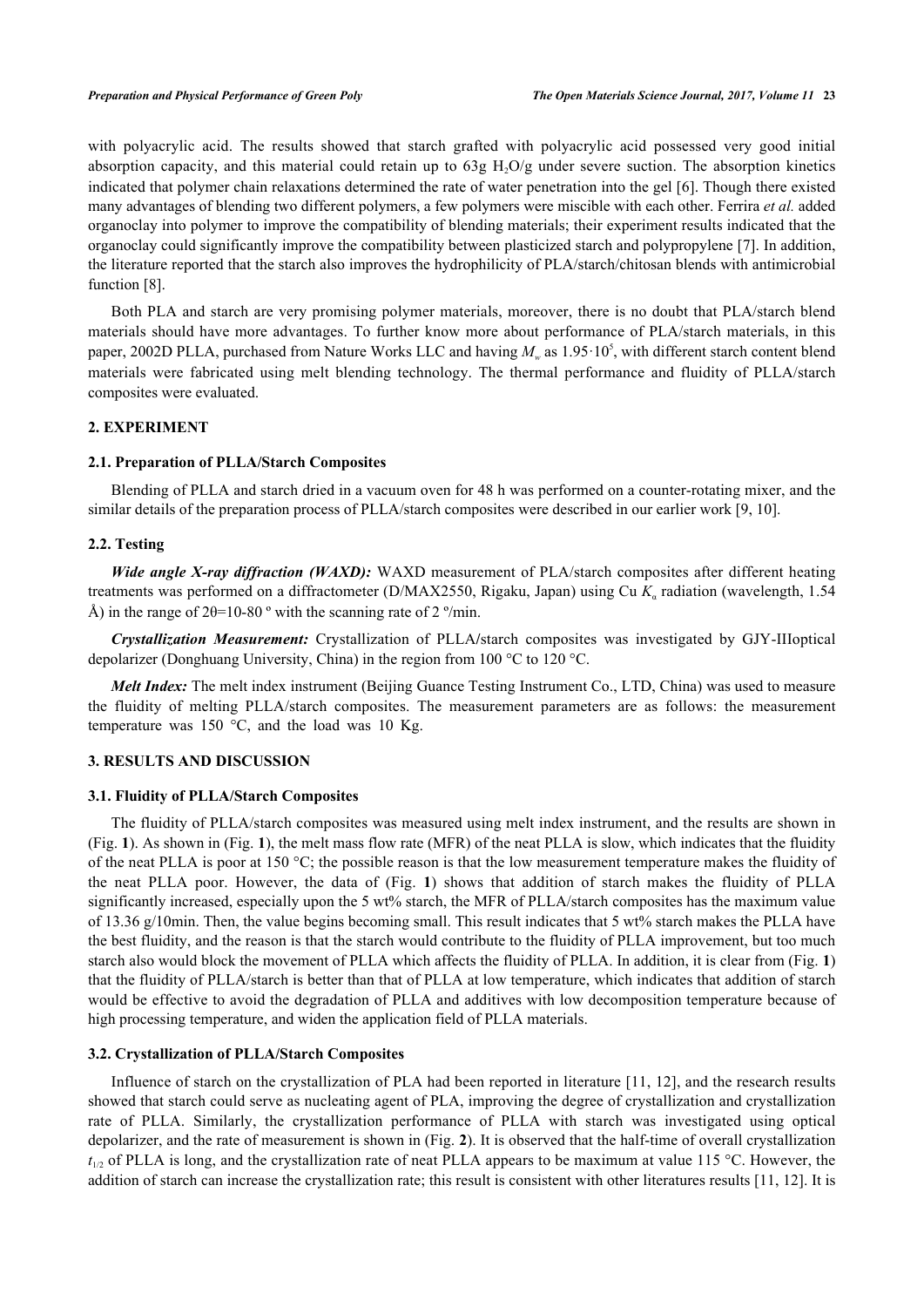with polyacrylic acid. The results showed that starch grafted with polyacrylic acid possessed very good initial absorption capacity, and this material could retain up to 63g $H_2O$/g under severe suction. The absorption kinetics indicated that polymer chain relaxations determined the rate of water penetration into the gel [6]. Though there existed many advantages of blending two different polymers, a few polymers were miscible with each other. Ferrira *et al.* added organoclay into polymer to improve the compatibility of blending materials; their experiment results indicated that the organoclay could significantly improve the compatibility between plasticized starch and polypropylene [7]. In addition, the literature reported that the starch also improves the hydrophilicity of PLA/starch/chitosan blends with antimicrobial function [8].

Both PLA and starch are very promising polymer materials, moreover, there is no doubt that PLA/starch blend materials should have more advantages. To further know more about performance of PLA/starch materials, in this paper, 2002D PLLA, purchased from Nature Works LLC and having $M_w$ as $1.95 \cdot 10^5$, with different starch content blend materials were fabricated using melt blending technology. The thermal performance and fluidity of PLLA/starch composites were evaluated.

## 2. EXPERIMENT

### 2.1. Preparation of PLLA/Starch Composites

Blending of PLLA and starch dried in a vacuum oven for 48 h was performed on a counter-rotating mixer, and the similar details of the preparation process of PLLA/starch composites were described in our earlier work [9, 10].

### 2.2. Testing

***Wide angle X-ray diffraction (WAXD):*** WAXD measurement of PLA/starch composites after different heating treatments was performed on a diffractometer (D/MAX2550, Rigaku, Japan) using Cu $K_\alpha$ radiation (wavelength, 1.54 Å) in the range of 2θ=10-80 º with the scanning rate of 2 º/min.

***Crystallization Measurement:*** Crystallization of PLLA/starch composites was investigated by GJY-IIIoptical depolarizer (Donghuang University, China) in the region from 100 °C to 120 °C.

***Melt Index:*** The melt index instrument (Beijing Guance Testing Instrument Co., LTD, China) was used to measure the fluidity of melting PLLA/starch composites. The measurement parameters are as follows: the measurement temperature was 150 °C, and the load was 10 Kg.

## 3. RESULTS AND DISCUSSION

### 3.1. Fluidity of PLLA/Starch Composites

The fluidity of PLLA/starch composites was measured using melt index instrument, and the results are shown in (Fig. **1**). As shown in (Fig. **1**), the melt mass flow rate (MFR) of the neat PLLA is slow, which indicates that the fluidity of the neat PLLA is poor at 150 °C; the possible reason is that the low measurement temperature makes the fluidity of the neat PLLA poor. However, the data of (Fig. **1**) shows that addition of starch makes the fluidity of PLLA significantly increased, especially upon the 5 wt% starch, the MFR of PLLA/starch composites has the maximum value of 13.36 g/10min. Then, the value begins becoming small. This result indicates that 5 wt% starch makes the PLLA have the best fluidity, and the reason is that the starch would contribute to the fluidity of PLLA improvement, but too much starch also would block the movement of PLLA which affects the fluidity of PLLA. In addition, it is clear from (Fig. **1**) that the fluidity of PLLA/starch is better than that of PLLA at low temperature, which indicates that addition of starch would be effective to avoid the degradation of PLLA and additives with low decomposition temperature because of high processing temperature, and widen the application field of PLLA materials.

### 3.2. Crystallization of PLLA/Starch Composites

Influence of starch on the crystallization of PLA had been reported in literature [11, 12], and the research results showed that starch could serve as nucleating agent of PLA, improving the degree of crystallization and crystallization rate of PLLA. Similarly, the crystallization performance of PLLA with starch was investigated using optical depolarizer, and the rate of measurement is shown in (Fig. **2**). It is observed that the half-time of overall crystallization $t_{1/2}$ of PLLA is long, and the crystallization rate of neat PLLA appears to be maximum at value 115 °C. However, the addition of starch can increase the crystallization rate; this result is consistent with other literatures results [11, 12]. It is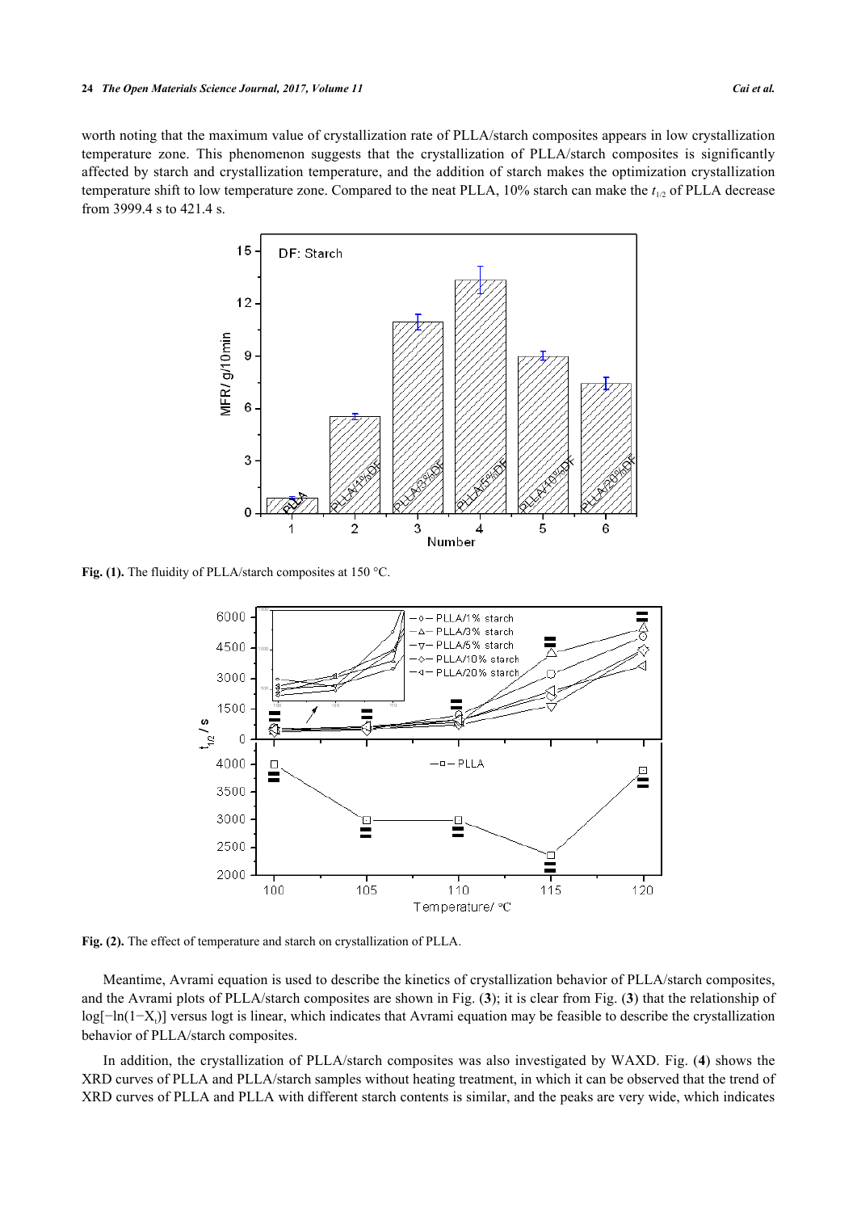worth noting that the maximum value of crystallization rate of PLLA/starch composites appears in low crystallization temperature zone. This phenomenon suggests that the crystallization of PLLA/starch composites is significantly affected by starch and crystallization temperature, and the addition of starch makes the optimization crystallization temperature shift to low temperature zone. Compared to the neat PLLA, 10% starch can make the $t_{1/2}$ of PLLA decrease from 3999.4 s to 421.4 s.

**Fig. (1).** The fluidity of PLLA/starch composites at 150 °C.

**Fig. (2).** The effect of temperature and starch on crystallization of PLLA.

Meantime, Avrami equation is used to describe the kinetics of crystallization behavior of PLLA/starch composites, and the Avrami plots of PLLA/starch composites are shown in Fig. (**3**); it is clear from Fig. (**3**) that the relationship of $\log[-\ln(1-X_t)]$ versus $\log t$ is linear, which indicates that Avrami equation may be feasible to describe the crystallization behavior of PLLA/starch composites.

In addition, the crystallization of PLLA/starch composites was also investigated by WAXD. Fig. (**4**) shows the XRD curves of PLLA and PLLA/starch samples without heating treatment, in which it can be observed that the trend of XRD curves of PLLA and PLLA with different starch contents is similar, and the peaks are very wide, which indicates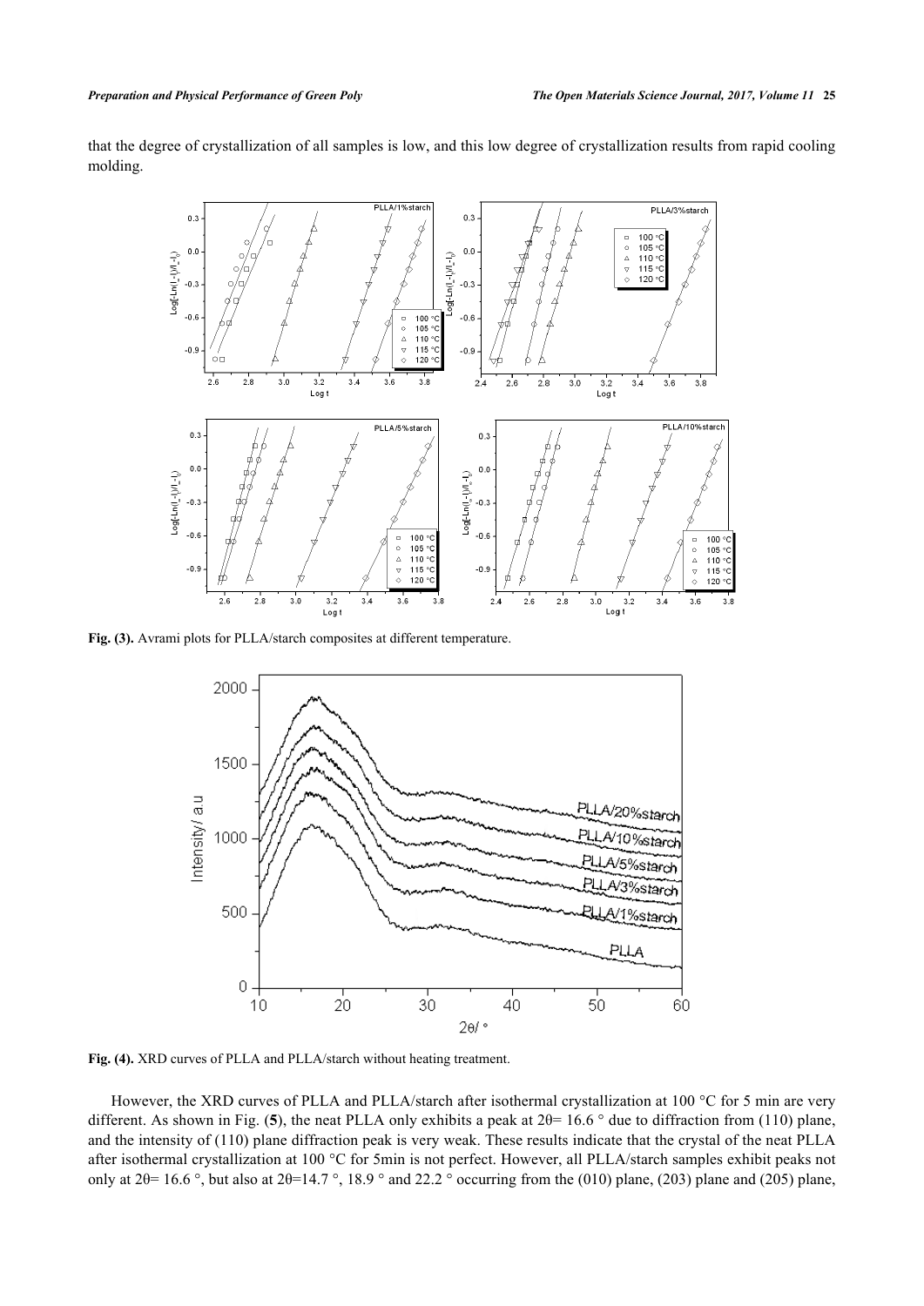that the degree of crystallization of all samples is low, and this low degree of crystallization results from rapid cooling molding.

**Fig. (3).** Avrami plots for PLLA/starch composites at different temperature.

**Fig. (4).** XRD curves of PLLA and PLLA/starch without heating treatment.

However, the XRD curves of PLLA and PLLA/starch after isothermal crystallization at 100 °C for 5 min are very different. As shown in Fig. (**5**), the neat PLLA only exhibits a peak at 2θ= 16.6 ° due to diffraction from (110) plane, and the intensity of (110) plane diffraction peak is very weak. These results indicate that the crystal of the neat PLLA after isothermal crystallization at 100 °C for 5min is not perfect. However, all PLLA/starch samples exhibit peaks not only at 2θ= 16.6 °, but also at 2θ=14.7 °, 18.9 ° and 22.2 ° occurring from the (010) plane, (203) plane and (205) plane,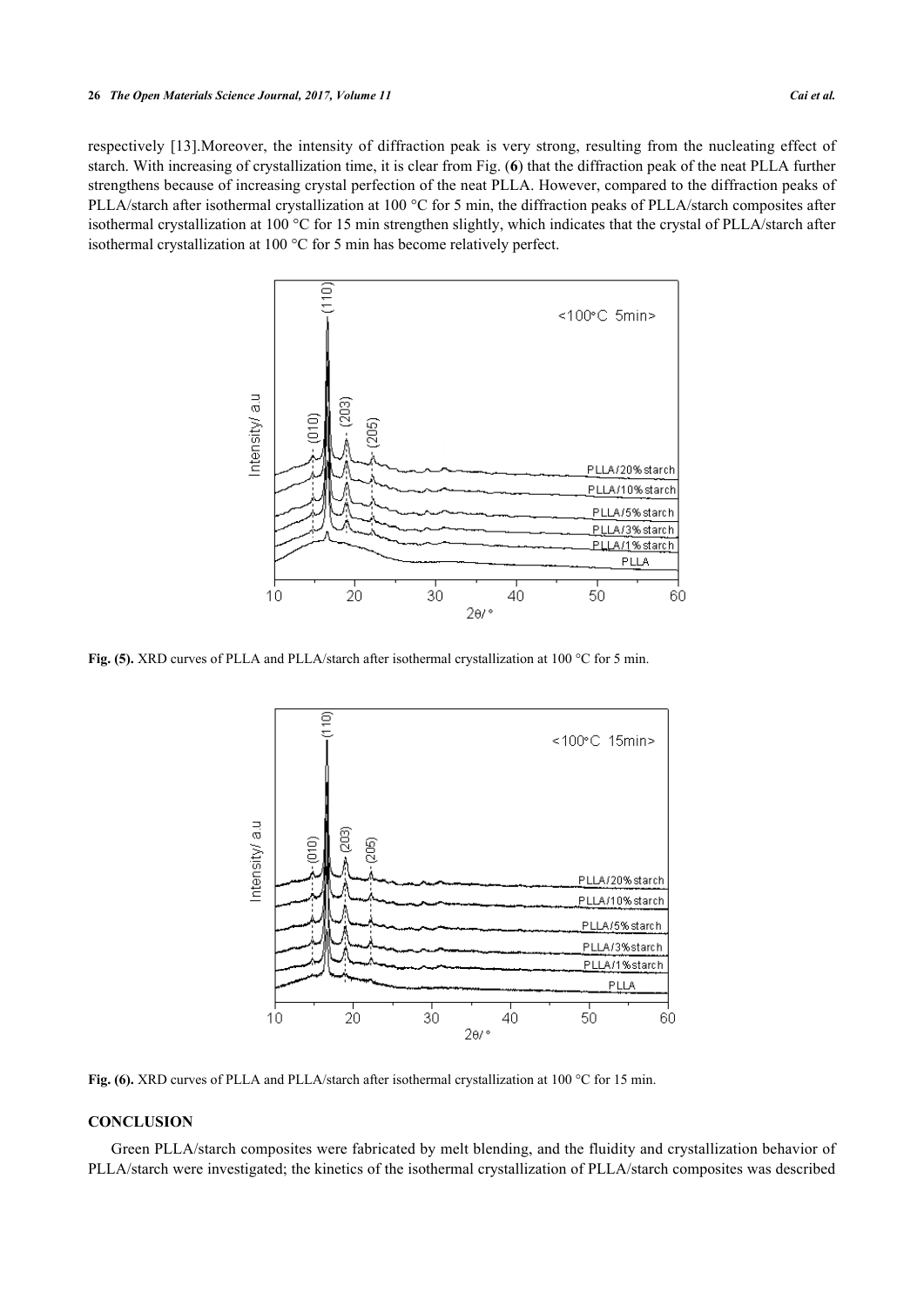respectively [13].Moreover, the intensity of diffraction peak is very strong, resulting from the nucleating effect of starch. With increasing of crystallization time, it is clear from Fig. (**6**) that the diffraction peak of the neat PLLA further strengthens because of increasing crystal perfection of the neat PLLA. However, compared to the diffraction peaks of PLLA/starch after isothermal crystallization at 100 °C for 5 min, the diffraction peaks of PLLA/starch composites after isothermal crystallization at 100 °C for 15 min strengthen slightly, which indicates that the crystal of PLLA/starch after isothermal crystallization at 100 °C for 5 min has become relatively perfect.

**Fig. (5).** XRD curves of PLLA and PLLA/starch after isothermal crystallization at 100 °C for 5 min.

**Fig. (6).** XRD curves of PLLA and PLLA/starch after isothermal crystallization at 100 °C for 15 min.

## CONCLUSION

Green PLLA/starch composites were fabricated by melt blending, and the fluidity and crystallization behavior of PLLA/starch were investigated; the kinetics of the isothermal crystallization of PLLA/starch composites was described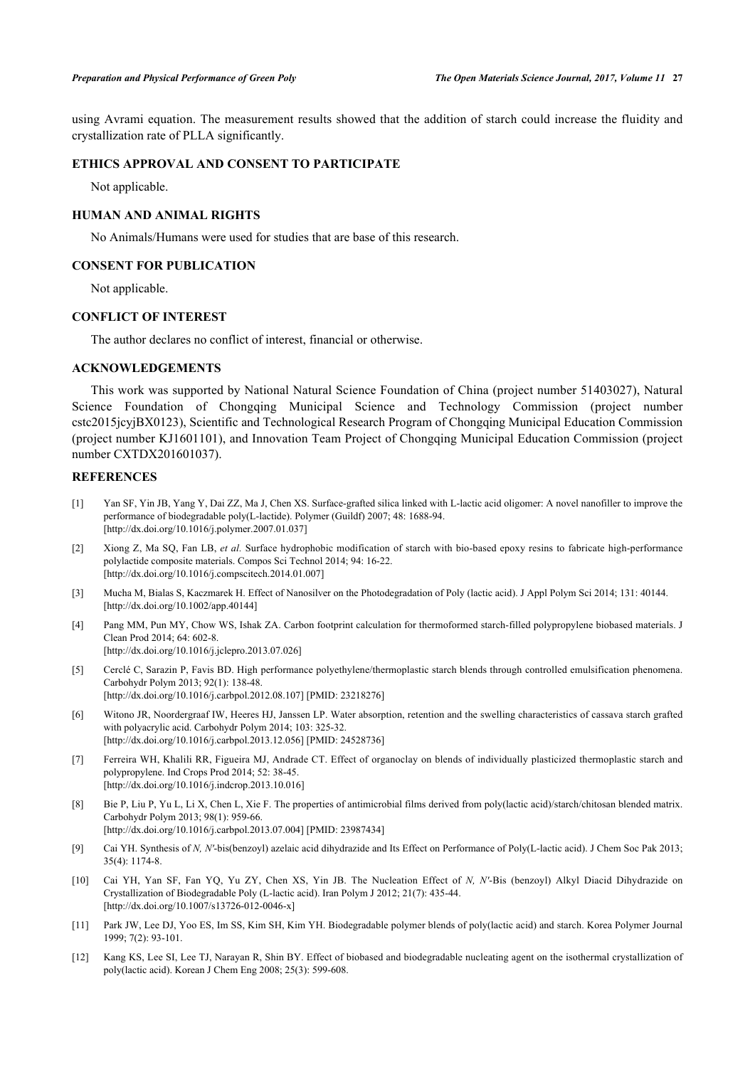using Avrami equation. The measurement results showed that the addition of starch could increase the fluidity and crystallization rate of PLLA significantly.

## ETHICS APPROVAL AND CONSENT TO PARTICIPATE

Not applicable.

## HUMAN AND ANIMAL RIGHTS

No Animals/Humans were used for studies that are base of this research.

## CONSENT FOR PUBLICATION

Not applicable.

## CONFLICT OF INTEREST

The author declares no conflict of interest, financial or otherwise.

## ACKNOWLEDGEMENTS

This work was supported by National Natural Science Foundation of China (project number 51403027), Natural Science Foundation of Chongqing Municipal Science and Technology Commission (project number cstc2015jcyjBX0123), Scientific and Technological Research Program of Chongqing Municipal Education Commission (project number KJ1601101), and Innovation Team Project of Chongqing Municipal Education Commission (project number CXTDX201601037).

## REFERENCES

[1] Yan SF, Yin JB, Yang Y, Dai ZZ, Ma J, Chen XS. Surface-grafted silica linked with L-lactic acid oligomer: A novel nanofiller to improve the performance of biodegradable poly(L-lactide). Polymer (Guildf) 2007; 48: 1688-94. [http://dx.doi.org/10.1016/j.polymer.2007.01.037]

[2] Xiong Z, Ma SQ, Fan LB, *et al.* Surface hydrophobic modification of starch with bio-based epoxy resins to fabricate high-performance polylactide composite materials. Compos Sci Technol 2014; 94: 16-22. [http://dx.doi.org/10.1016/j.compscitech.2014.01.007]

[3] Mucha M, Bialas S, Kaczmarek H. Effect of Nanosilver on the Photodegradation of Poly (lactic acid). J Appl Polym Sci 2014; 131: 40144. [http://dx.doi.org/10.1002/app.40144]

[4] Pang MM, Pun MY, Chow WS, Ishak ZA. Carbon footprint calculation for thermoformed starch-filled polypropylene biobased materials. J Clean Prod 2014; 64: 602-8. [http://dx.doi.org/10.1016/j.jclepro.2013.07.026]

[5] Cerclé C, Sarazin P, Favis BD. High performance polyethylene/thermoplastic starch blends through controlled emulsification phenomena. Carbohydr Polym 2013; 92(1): 138-48. [http://dx.doi.org/10.1016/j.carbpol.2012.08.107] [PMID: 23218276]

[6] Witono JR, Noordergraaf IW, Heeres HJ, Janssen LP. Water absorption, retention and the swelling characteristics of cassava starch grafted with polyacrylic acid. Carbohydr Polym 2014; 103: 325-32. [http://dx.doi.org/10.1016/j.carbpol.2013.12.056] [PMID: 24528736]

[7] Ferreira WH, Khalili RR, Figueira MJ, Andrade CT. Effect of organoclay on blends of individually plasticized thermoplastic starch and polypropylene. Ind Crops Prod 2014; 52: 38-45. [http://dx.doi.org/10.1016/j.indcrop.2013.10.016]

[8] Bie P, Liu P, Yu L, Li X, Chen L, Xie F. The properties of antimicrobial films derived from poly(lactic acid)/starch/chitosan blended matrix. Carbohydr Polym 2013; 98(1): 959-66. [http://dx.doi.org/10.1016/j.carbpol.2013.07.004] [PMID: 23987434]

[9] Cai YH. Synthesis of *N, N'*-bis(benzoyl) azelaic acid dihydrazide and Its Effect on Performance of Poly(L-lactic acid). J Chem Soc Pak 2013; 35(4): 1174-8.

[10] Cai YH, Yan SF, Fan YQ, Yu ZY, Chen XS, Yin JB. The Nucleation Effect of *N, N'*-Bis (benzoyl) Alkyl Diacid Dihydrazide on Crystallization of Biodegradable Poly (L-lactic acid). Iran Polym J 2012; 21(7): 435-44. [http://dx.doi.org/10.1007/s13726-012-0046-x]

[11] Park JW, Lee DJ, Yoo ES, Im SS, Kim SH, Kim YH. Biodegradable polymer blends of poly(lactic acid) and starch. Korea Polymer Journal 1999; 7(2): 93-101.

[12] Kang KS, Lee SI, Lee TJ, Narayan R, Shin BY. Effect of biobased and biodegradable nucleating agent on the isothermal crystallization of poly(lactic acid). Korean J Chem Eng 2008; 25(3): 599-608.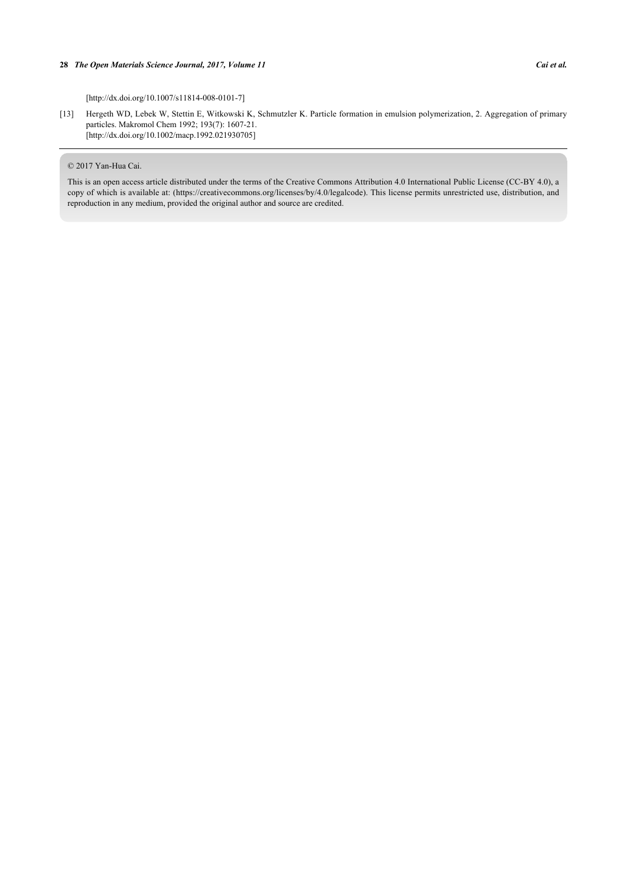[http://dx.doi.org/10.1007/s11814-008-0101-7]

[13] Hergeth WD, Lebek W, Stettin E, Witkowski K, Schmutzler K. Particle formation in emulsion polymerization, 2. Aggregation of primary particles. Makromol Chem 1992; 193(7): 1607-21.
[http://dx.doi.org/10.1002/macp.1992.021930705]

---

© 2017 Yan-Hua Cai.

This is an open access article distributed under the terms of the Creative Commons Attribution 4.0 International Public License (CC-BY 4.0), a copy of which is available at: (https://creativecommons.org/licenses/by/4.0/legalcode). This license permits unrestricted use, distribution, and reproduction in any medium, provided the original author and source are credited.